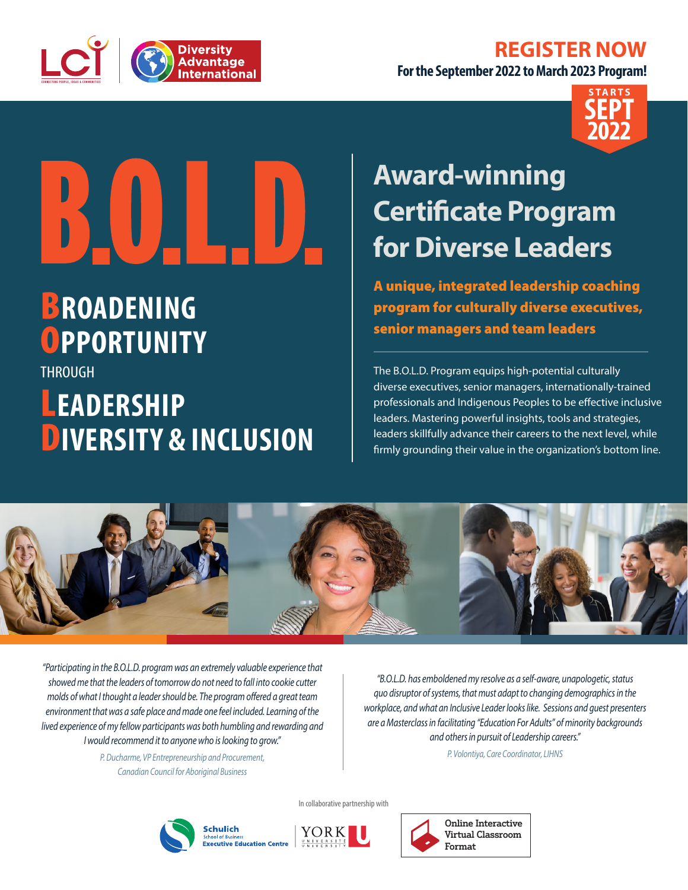LCI | Diversity Advantage International

## REGISTER NOW

**For the September 2022 to March 2023 Program!**

**STARTS SEPT 2022**

# B.O.L.D.

## BROADENING OPPORTUNITY THROUGH LEADERSHIP DIVERSITY & INCLUSION

## Award-winning Certificate Program for Diverse Leaders

**A unique, integrated leadership coaching program for culturally diverse executives, senior managers and team leaders**

The B.O.L.D. Program equips high-potential culturally diverse executives, senior managers, internationally-trained professionals and Indigenous Peoples to be effective inclusive leaders. Mastering powerful insights, tools and strategies, leaders skillfully advance their careers to the next level, while firmly grounding their value in the organization's bottom line.

*"Participating in the B.O.L.D. program was an extremely valuable experience that showed me that the leaders of tomorrow do not need to fall into cookie cutter molds of what I thought a leader should be. The program offered a great team environment that was a safe place and made one feel included. Learning of the lived experience of my fellow participants was both humbling and rewarding and I would recommend it to anyone who is looking to grow."*

P. Ducharme, VP Entrepreneurship and Procurement, Canadian Council for Aboriginal Business

*"B.O.L.D. has emboldened my resolve as a self-aware, unapologetic, status quo disruptor of systems, that must adapt to changing demographics in the workplace, and what an Inclusive Leader looks like. Sessions and guest presenters are a Masterclass in facilitating "Education For Adults" of minority backgrounds and others in pursuit of Leadership careers."*

P. Volontiya, Care Coordinator, LIHNS

In collaborative partnership with

Schulich School of Business Executive Education Centre | York University

Online Interactive Virtual Classroom Format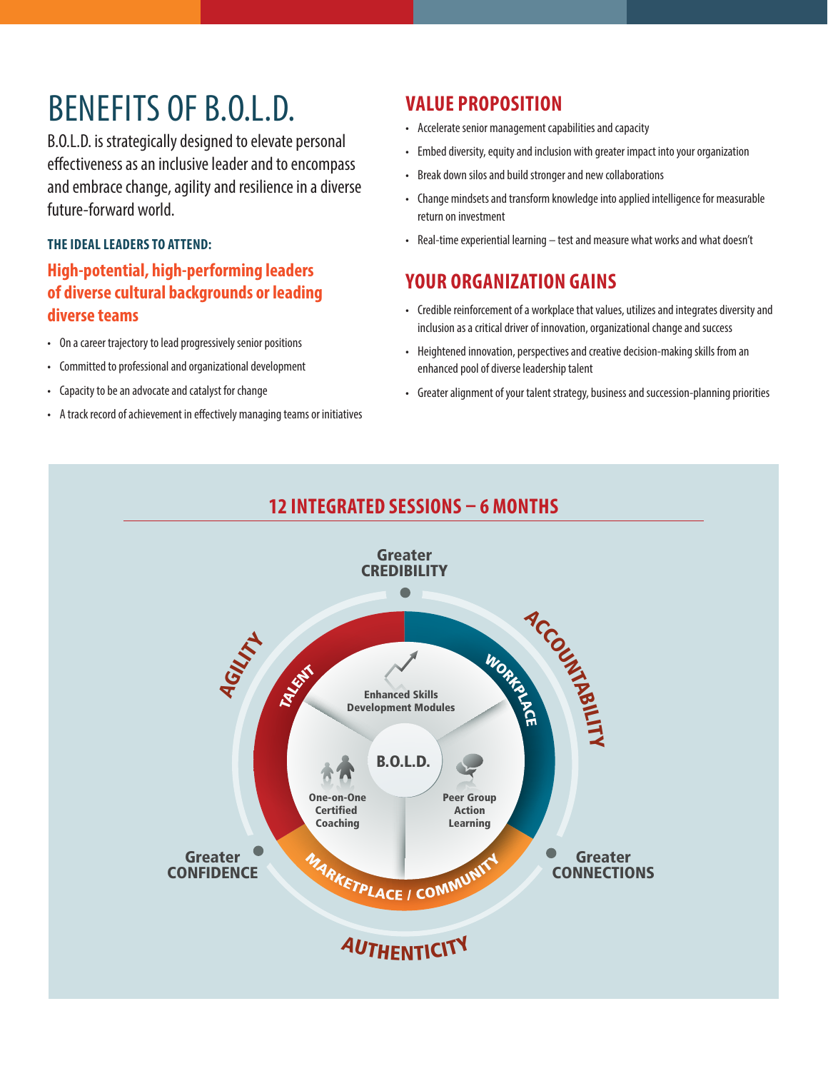# BENEFITS OF B.O.L.D.

B.O.L.D. is strategically designed to elevate personal effectiveness as an inclusive leader and to encompass and embrace change, agility and resilience in a diverse future-forward world.

### THE IDEAL LEADERS TO ATTEND:

## High-potential, high-performing leaders of diverse cultural backgrounds or leading diverse teams

- On a career trajectory to lead progressively senior positions
- Committed to professional and organizational development
- Capacity to be an advocate and catalyst for change
- A track record of achievement in effectively managing teams or initiatives

## VALUE PROPOSITION

- Accelerate senior management capabilities and capacity
- Embed diversity, equity and inclusion with greater impact into your organization
- Break down silos and build stronger and new collaborations
- Change mindsets and transform knowledge into applied intelligence for measurable return on investment
- Real-time experiential learning – test and measure what works and what doesn't

## YOUR ORGANIZATION GAINS

- Credible reinforcement of a workplace that values, utilizes and integrates diversity and inclusion as a critical driver of innovation, organizational change and success
- Heightened innovation, perspectives and creative decision-making skills from an enhanced pool of diverse leadership talent
- Greater alignment of your talent strategy, business and succession-planning priorities

## 12 INTEGRATED SESSIONS – 6 MONTHS

B.O.L.D.

- Enhanced Skills Development Modules
- One-on-One Certified Coaching
- Peer Group Action Learning

TALENT · WORKPLACE · MARKETPLACE / COMMUNITY

AGILITY · ACCOUNTABILITY · AUTHENTICITY

Greater CREDIBILITY · Greater CONFIDENCE · Greater CONNECTIONS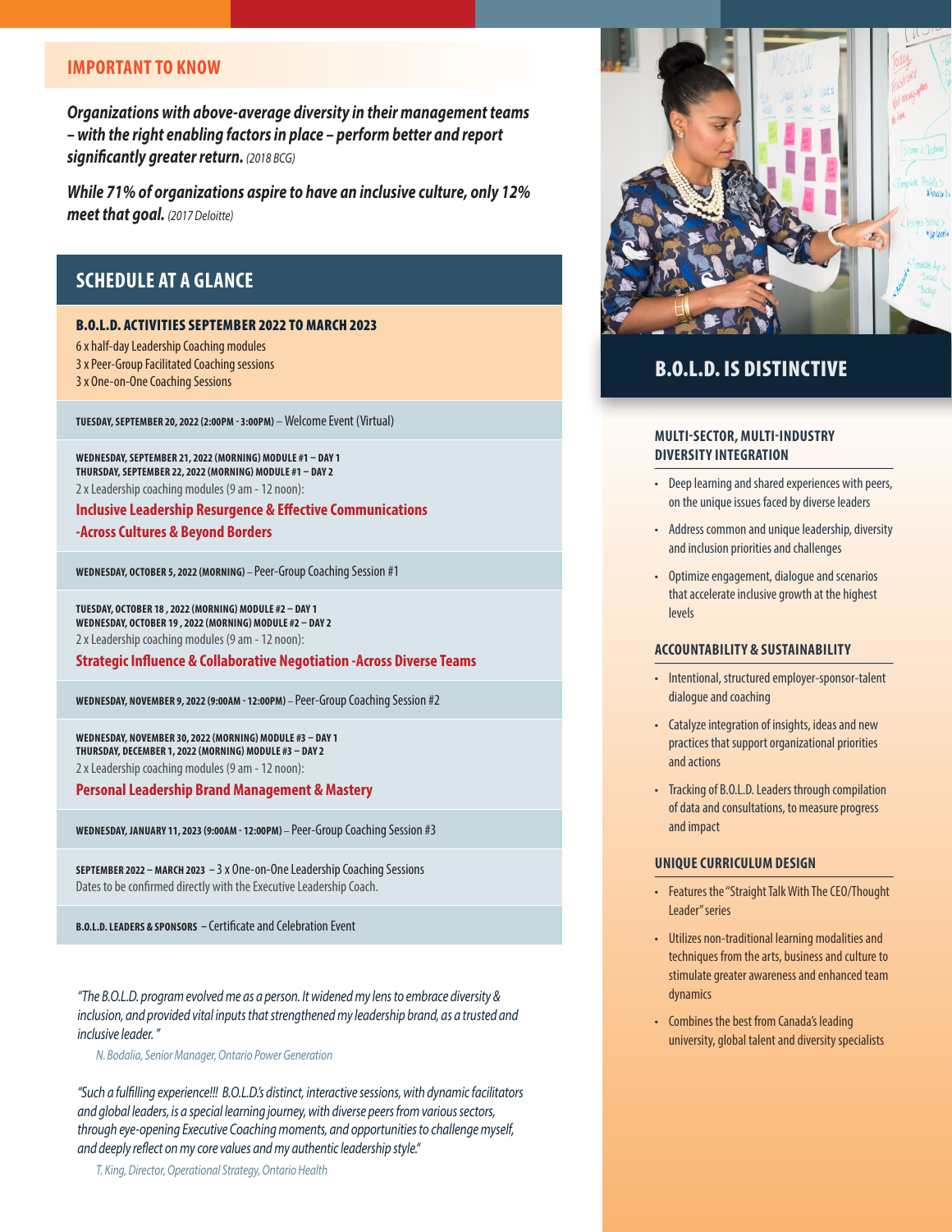## IMPORTANT TO KNOW

***Organizations with above-average diversity in their management teams – with the right enabling factors in place – perform better and report significantly greater return.*** *(2018 BCG)*

***While 71% of organizations aspire to have an inclusive culture, only 12% meet that goal.*** *(2017 Deloitte)*

## SCHEDULE AT A GLANCE

**B.O.L.D. ACTIVITIES SEPTEMBER 2022 TO MARCH 2023**

6 x half-day Leadership Coaching modules
3 x Peer-Group Facilitated Coaching sessions
3 x One-on-One Coaching Sessions

**TUESDAY, SEPTEMBER 20, 2022 (2:00PM - 3:00PM)** – Welcome Event (Virtual)

**WEDNESDAY, SEPTEMBER 21, 2022 (MORNING) MODULE #1 – DAY 1**
**THURSDAY, SEPTEMBER 22, 2022 (MORNING) MODULE #1 – DAY 2**
2 x Leadership coaching modules (9 am - 12 noon):

**Inclusive Leadership Resurgence & Effective Communications -Across Cultures & Beyond Borders**

**WEDNESDAY, OCTOBER 5, 2022 (MORNING)** – Peer-Group Coaching Session #1

**TUESDAY, OCTOBER 18 , 2022 (MORNING) MODULE #2 – DAY 1**
**WEDNESDAY, OCTOBER 19 , 2022 (MORNING) MODULE #2 – DAY 2**
2 x Leadership coaching modules (9 am - 12 noon):

**Strategic Influence & Collaborative Negotiation -Across Diverse Teams**

**WEDNESDAY, NOVEMBER 9, 2022 (9:00AM - 12:00PM)** – Peer-Group Coaching Session #2

**WEDNESDAY, NOVEMBER 30, 2022 (MORNING) MODULE #3 – DAY 1**
**THURSDAY, DECEMBER 1, 2022 (MORNING) MODULE #3 – DAY 2**
2 x Leadership coaching modules (9 am - 12 noon):

**Personal Leadership Brand Management & Mastery**

**WEDNESDAY, JANUARY 11, 2023 (9:00AM - 12:00PM)** – Peer-Group Coaching Session #3

**SEPTEMBER 2022 – MARCH 2023** – 3 x One-on-One Leadership Coaching Sessions
Dates to be confirmed directly with the Executive Leadership Coach.

**B.O.L.D. LEADERS & SPONSORS** – Certificate and Celebration Event

*"The B.O.L.D. program evolved me as a person. It widened my lens to embrace diversity & inclusion, and provided vital inputs that strengthened my leadership brand, as a trusted and inclusive leader. "*

*N. Bodalia, Senior Manager, Ontario Power Generation*

*"Such a fulfilling experience!!! B.O.L.D.'s distinct, interactive sessions, with dynamic facilitators and global leaders, is a special learning journey, with diverse peers from various sectors, through eye-opening Executive Coaching moments, and opportunities to challenge myself, and deeply reflect on my core values and my authentic leadership style."*

*T. King, Director, Operational Strategy, Ontario Health*

## B.O.L.D. IS DISTINCTIVE

### MULTI-SECTOR, MULTI-INDUSTRY DIVERSITY INTEGRATION

- Deep learning and shared experiences with peers, on the unique issues faced by diverse leaders
- Address common and unique leadership, diversity and inclusion priorities and challenges
- Optimize engagement, dialogue and scenarios that accelerate inclusive growth at the highest levels

### ACCOUNTABILITY & SUSTAINABILITY

- Intentional, structured employer-sponsor-talent dialogue and coaching
- Catalyze integration of insights, ideas and new practices that support organizational priorities and actions
- Tracking of B.O.L.D. Leaders through compilation of data and consultations, to measure progress and impact

### UNIQUE CURRICULUM DESIGN

- Features the "Straight Talk With The CEO/Thought Leader" series
- Utilizes non-traditional learning modalities and techniques from the arts, business and culture to stimulate greater awareness and enhanced team dynamics
- Combines the best from Canada's leading university, global talent and diversity specialists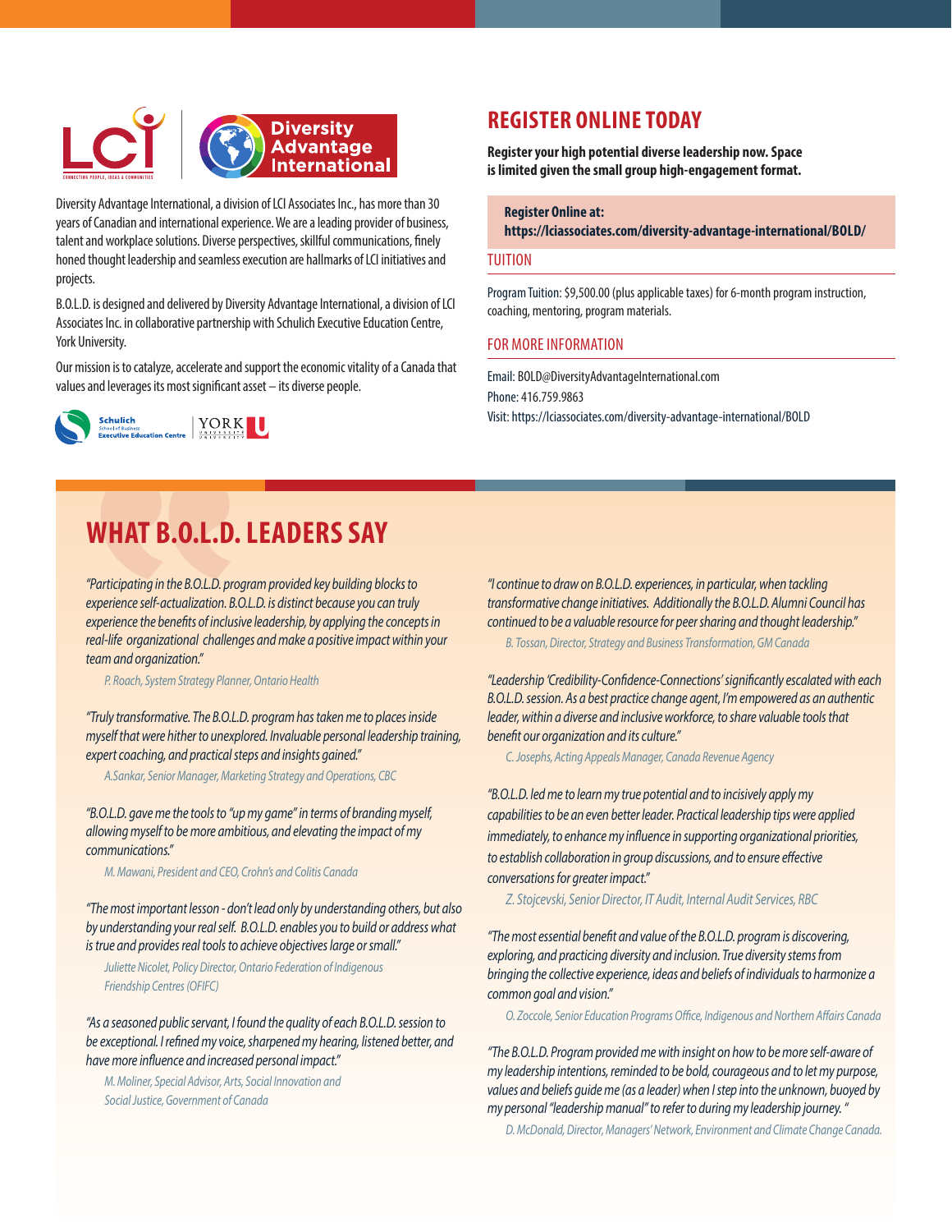Diversity Advantage International, a division of LCI Associates Inc., has more than 30 years of Canadian and international experience. We are a leading provider of business, talent and workplace solutions. Diverse perspectives, skillful communications, finely honed thought leadership and seamless execution are hallmarks of LCI initiatives and projects.

B.O.L.D. is designed and delivered by Diversity Advantage International, a division of LCI Associates Inc. in collaborative partnership with Schulich Executive Education Centre, York University.

Our mission is to catalyze, accelerate and support the economic vitality of a Canada that values and leverages its most significant asset – its diverse people.

## REGISTER ONLINE TODAY

**Register your high potential diverse leadership now. Space is limited given the small group high-engagement format.**

**Register Online at:**
**https://lciassociates.com/diversity-advantage-international/BOLD/**

### TUITION

Program Tuition: $9,500.00 (plus applicable taxes) for 6-month program instruction, coaching, mentoring, program materials.

### FOR MORE INFORMATION

Email: BOLD@DiversityAdvantageInternational.com
Phone: 416.759.9863
Visit: https://lciassociates.com/diversity-advantage-international/BOLD

## WHAT B.O.L.D. LEADERS SAY

*"Participating in the B.O.L.D. program provided key building blocks to experience self-actualization. B.O.L.D. is distinct because you can truly experience the benefits of inclusive leadership, by applying the concepts in real-life organizational challenges and make a positive impact within your team and organization."*

*P. Roach, System Strategy Planner, Ontario Health*

*"Truly transformative. The B.O.L.D. program has taken me to places inside myself that were hither to unexplored. Invaluable personal leadership training, expert coaching, and practical steps and insights gained."*

*A.Sankar, Senior Manager, Marketing Strategy and Operations, CBC*

*"B.O.L.D. gave me the tools to "up my game" in terms of branding myself, allowing myself to be more ambitious, and elevating the impact of my communications."*

*M. Mawani, President and CEO, Crohn's and Colitis Canada*

*"The most important lesson - don't lead only by understanding others, but also by understanding your real self. B.O.L.D. enables you to build or address what is true and provides real tools to achieve objectives large or small."*

*Juliette Nicolet, Policy Director, Ontario Federation of Indigenous Friendship Centres (OFIFC)*

*"As a seasoned public servant, I found the quality of each B.O.L.D. session to be exceptional. I refined my voice, sharpened my hearing, listened better, and have more influence and increased personal impact."*

*M. Moliner, Special Advisor, Arts, Social Innovation and Social Justice, Government of Canada*

*"I continue to draw on B.O.L.D. experiences, in particular, when tackling transformative change initiatives. Additionally the B.O.L.D. Alumni Council has continued to be a valuable resource for peer sharing and thought leadership."*

*B. Tossan, Director, Strategy and Business Transformation, GM Canada*

*"Leadership 'Credibility-Confidence-Connections' significantly escalated with each B.O.L.D. session. As a best practice change agent, I'm empowered as an authentic leader, within a diverse and inclusive workforce, to share valuable tools that benefit our organization and its culture."*

*C. Josephs, Acting Appeals Manager, Canada Revenue Agency*

*"B.O.L.D. led me to learn my true potential and to incisively apply my capabilities to be an even better leader. Practical leadership tips were applied immediately, to enhance my influence in supporting organizational priorities, to establish collaboration in group discussions, and to ensure effective conversations for greater impact."*

*Z. Stojcevski, Senior Director, IT Audit, Internal Audit Services, RBC*

*"The most essential benefit and value of the B.O.L.D. program is discovering, exploring, and practicing diversity and inclusion. True diversity stems from bringing the collective experience, ideas and beliefs of individuals to harmonize a common goal and vision."*

*O. Zoccole, Senior Education Programs Office, Indigenous and Northern Affairs Canada*

*"The B.O.L.D. Program provided me with insight on how to be more self-aware of my leadership intentions, reminded to be bold, courageous and to let my purpose, values and beliefs guide me (as a leader) when I step into the unknown, buoyed by my personal "leadership manual" to refer to during my leadership journey. "*

*D. McDonald, Director, Managers' Network, Environment and Climate Change Canada.*